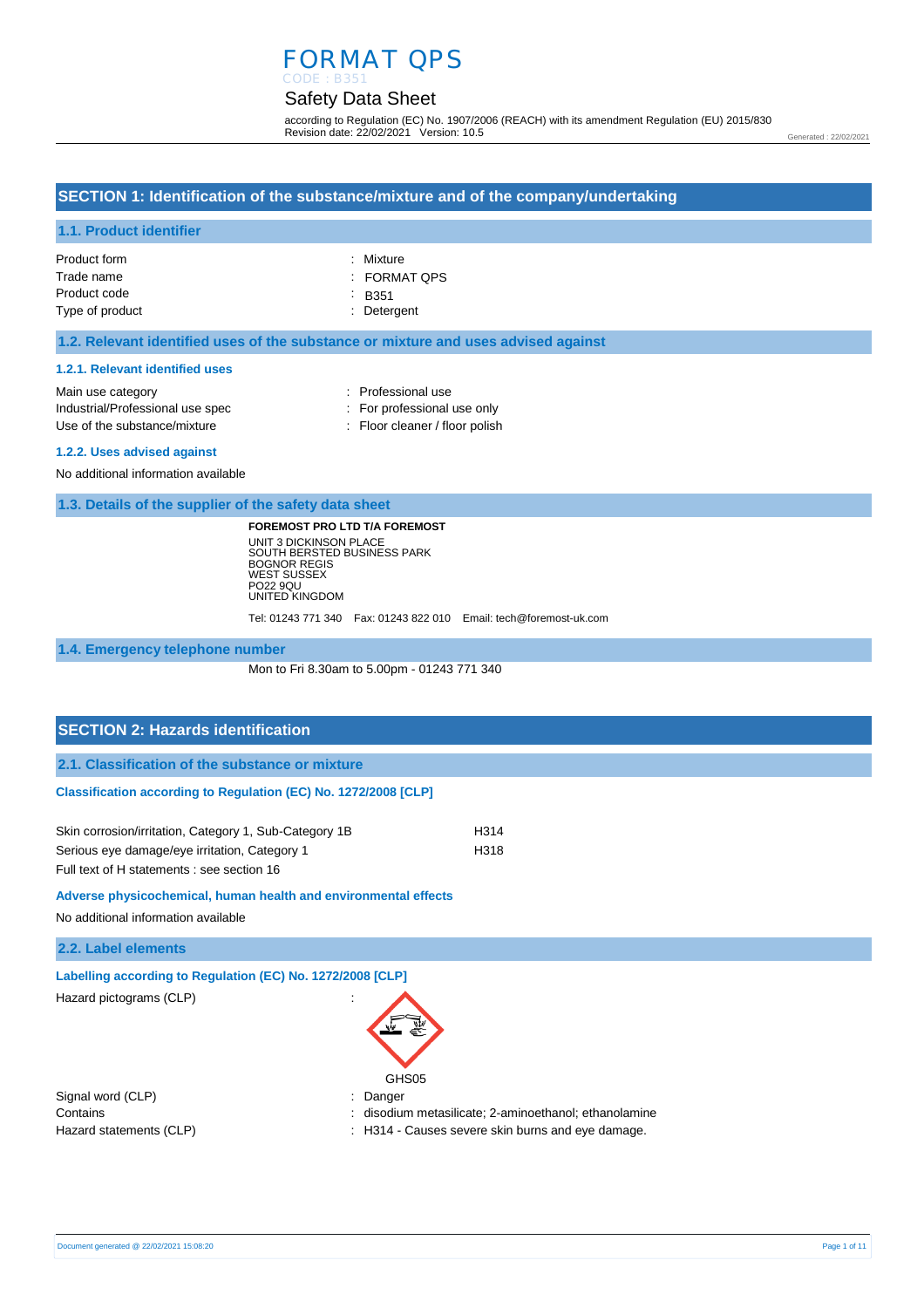# FORMAT QPS

CODE : B351

## Safety Data Sheet

according to Regulation (EC) No. 1907/2006 (REACH) with its amendment Regulation (EU) 2015/830
Revision date: 22/02/2021 Version: 10.5

Generated : 22/02/2021

## SECTION 1: Identification of the substance/mixture and of the company/undertaking

### 1.1. Product identifier

| | |
|---|---|
| Product form | : Mixture |
| Trade name | : FORMAT QPS |
| Product code | : B351 |
| Type of product | : Detergent |

### 1.2. Relevant identified uses of the substance or mixture and uses advised against

#### 1.2.1. Relevant identified uses

| | |
|---|---|
| Main use category | : Professional use |
| Industrial/Professional use spec | : For professional use only |
| Use of the substance/mixture | : Floor cleaner / floor polish |

#### 1.2.2. Uses advised against

No additional information available

### 1.3. Details of the supplier of the safety data sheet

**FOREMOST PRO LTD T/A FOREMOST**
UNIT 3 DICKINSON PLACE
SOUTH BERSTED BUSINESS PARK
BOGNOR REGIS
WEST SUSSEX
PO22 9QU
UNITED KINGDOM

Tel: 01243 771 340 Fax: 01243 822 010 Email: tech@foremost-uk.com

### 1.4. Emergency telephone number

Mon to Fri 8.30am to 5.00pm - 01243 771 340

## SECTION 2: Hazards identification

### 2.1. Classification of the substance or mixture

#### Classification according to Regulation (EC) No. 1272/2008 [CLP]

| | |
|---|---|
| Skin corrosion/irritation, Category 1, Sub-Category 1B | H314 |
| Serious eye damage/eye irritation, Category 1 | H318 |

Full text of H statements : see section 16

#### Adverse physicochemical, human health and environmental effects

No additional information available

### 2.2. Label elements

#### Labelling according to Regulation (EC) No. 1272/2008 [CLP]

Hazard pictograms (CLP) :

GHS05

| | |
|---|---|
| Signal word (CLP) | : Danger |
| Contains | : disodium metasilicate; 2-aminoethanol; ethanolamine |
| Hazard statements (CLP) | : H314 - Causes severe skin burns and eye damage. |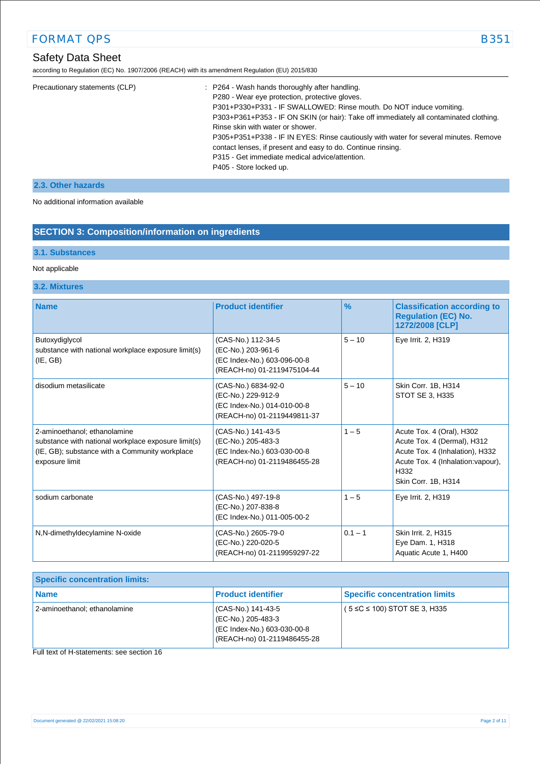| Precautionary statements (CLP) | : P264 - Wash hands thoroughly after handling.<br>P280 - Wear eye protection, protective gloves.<br>P301+P330+P331 - IF SWALLOWED: Rinse mouth. Do NOT induce vomiting.<br>P303+P361+P353 - IF ON SKIN (or hair): Take off immediately all contaminated clothing. Rinse skin with water or shower.<br>P305+P351+P338 - IF IN EYES: Rinse cautiously with water for several minutes. Remove contact lenses, if present and easy to do. Continue rinsing.<br>P315 - Get immediate medical advice/attention.<br>P405 - Store locked up. |
|---|---|

### 2.3. Other hazards

No additional information available

## SECTION 3: Composition/information on ingredients

### 3.1. Substances

Not applicable

### 3.2. Mixtures

| Name | Product identifier | % | Classification according to Regulation (EC) No. 1272/2008 [CLP] |
|---|---|---|---|
| Butoxydiglycol<br>substance with national workplace exposure limit(s) (IE, GB) | (CAS-No.) 112-34-5<br>(EC-No.) 203-961-6<br>(EC Index-No.) 603-096-00-8<br>(REACH-no) 01-2119475104-44 | 5 – 10 | Eye Irrit. 2, H319 |
| disodium metasilicate | (CAS-No.) 6834-92-0<br>(EC-No.) 229-912-9<br>(EC Index-No.) 014-010-00-8<br>(REACH-no) 01-2119449811-37 | 5 – 10 | Skin Corr. 1B, H314<br>STOT SE 3, H335 |
| 2-aminoethanol; ethanolamine<br>substance with national workplace exposure limit(s) (IE, GB); substance with a Community workplace exposure limit | (CAS-No.) 141-43-5<br>(EC-No.) 205-483-3<br>(EC Index-No.) 603-030-00-8<br>(REACH-no) 01-2119486455-28 | 1 – 5 | Acute Tox. 4 (Oral), H302<br>Acute Tox. 4 (Dermal), H312<br>Acute Tox. 4 (Inhalation), H332<br>Acute Tox. 4 (Inhalation:vapour), H332<br>Skin Corr. 1B, H314 |
| sodium carbonate | (CAS-No.) 497-19-8<br>(EC-No.) 207-838-8<br>(EC Index-No.) 011-005-00-2 | 1 – 5 | Eye Irrit. 2, H319 |
| N,N-dimethyldecylamine N-oxide | (CAS-No.) 2605-79-0<br>(EC-No.) 220-020-5<br>(REACH-no) 01-2119959297-22 | 0.1 – 1 | Skin Irrit. 2, H315<br>Eye Dam. 1, H318<br>Aquatic Acute 1, H400 |

| Specific concentration limits: | | |
|---|---|---|
| **Name** | **Product identifier** | **Specific concentration limits** |
| 2-aminoethanol; ethanolamine | (CAS-No.) 141-43-5<br>(EC-No.) 205-483-3<br>(EC Index-No.) 603-030-00-8<br>(REACH-no) 01-2119486455-28 | ( 5 ≤C ≤ 100) STOT SE 3, H335 |

Full text of H-statements: see section 16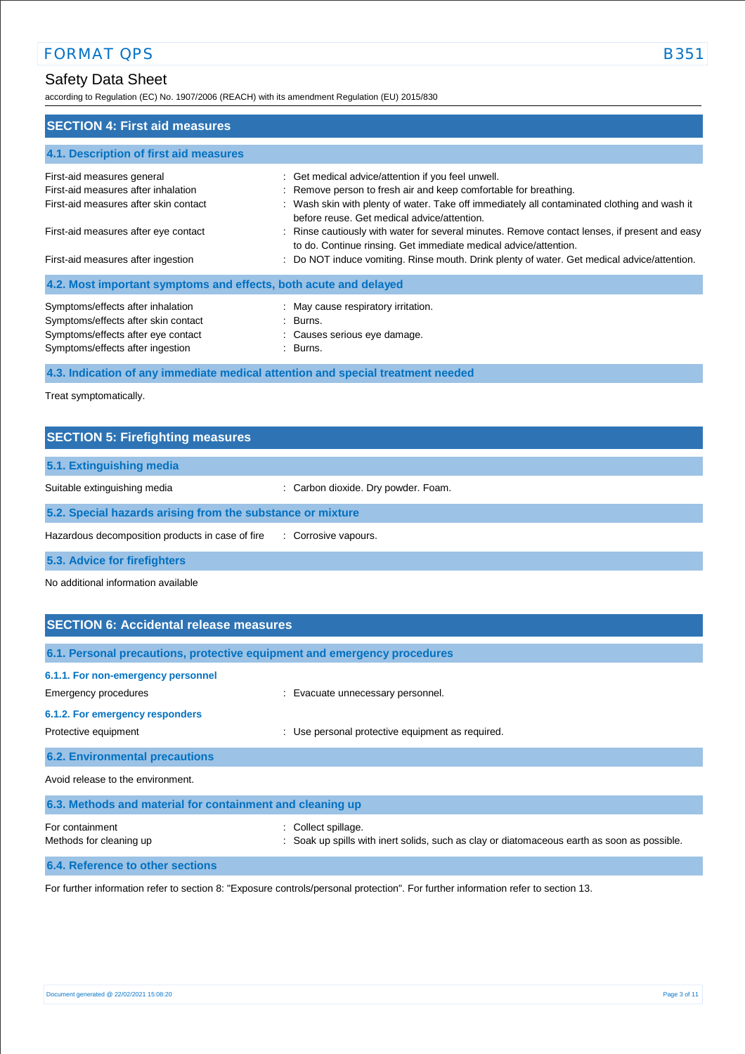## SECTION 4: First aid measures

### 4.1. Description of first aid measures

| | |
|---|---|
| First-aid measures general | : Get medical advice/attention if you feel unwell. |
| First-aid measures after inhalation | : Remove person to fresh air and keep comfortable for breathing. |
| First-aid measures after skin contact | : Wash skin with plenty of water. Take off immediately all contaminated clothing and wash it before reuse. Get medical advice/attention. |
| First-aid measures after eye contact | : Rinse cautiously with water for several minutes. Remove contact lenses, if present and easy to do. Continue rinsing. Get immediate medical advice/attention. |
| First-aid measures after ingestion | : Do NOT induce vomiting. Rinse mouth. Drink plenty of water. Get medical advice/attention. |

### 4.2. Most important symptoms and effects, both acute and delayed

| | |
|---|---|
| Symptoms/effects after inhalation | : May cause respiratory irritation. |
| Symptoms/effects after skin contact | : Burns. |
| Symptoms/effects after eye contact | : Causes serious eye damage. |
| Symptoms/effects after ingestion | : Burns. |

### 4.3. Indication of any immediate medical attention and special treatment needed

Treat symptomatically.

## SECTION 5: Firefighting measures

### 5.1. Extinguishing media

| | |
|---|---|
| Suitable extinguishing media | : Carbon dioxide. Dry powder. Foam. |

### 5.2. Special hazards arising from the substance or mixture

| | |
|---|---|
| Hazardous decomposition products in case of fire | : Corrosive vapours. |

### 5.3. Advice for firefighters

No additional information available

## SECTION 6: Accidental release measures

### 6.1. Personal precautions, protective equipment and emergency procedures

#### 6.1.1. For non-emergency personnel

| | |
|---|---|
| Emergency procedures | : Evacuate unnecessary personnel. |

#### 6.1.2. For emergency responders

| | |
|---|---|
| Protective equipment | : Use personal protective equipment as required. |

### 6.2. Environmental precautions

Avoid release to the environment.

### 6.3. Methods and material for containment and cleaning up

| | |
|---|---|
| For containment | : Collect spillage. |
| Methods for cleaning up | : Soak up spills with inert solids, such as clay or diatomaceous earth as soon as possible. |

### 6.4. Reference to other sections

For further information refer to section 8: "Exposure controls/personal protection". For further information refer to section 13.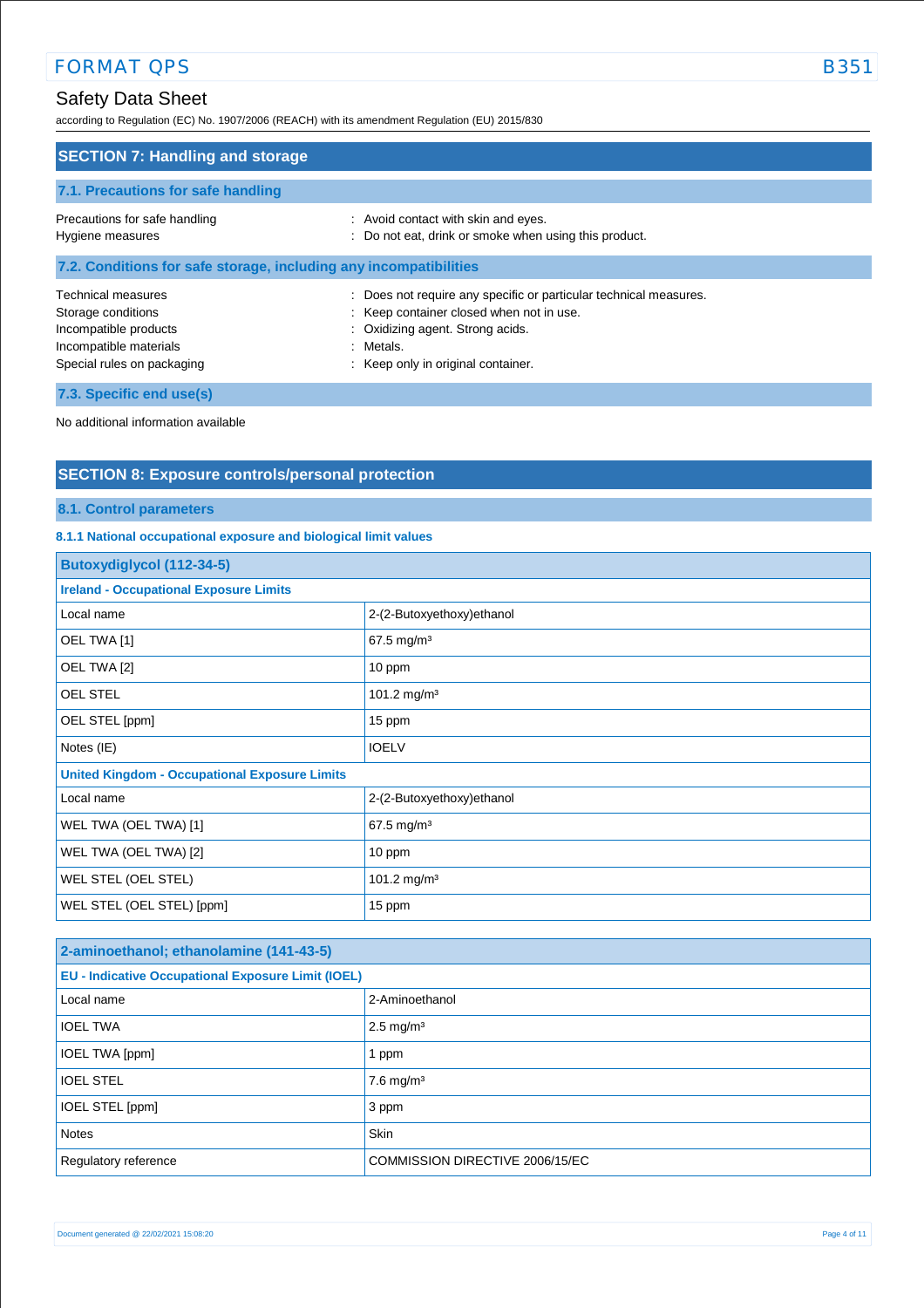## SECTION 7: Handling and storage

### 7.1. Precautions for safe handling

Precautions for safe handling : Avoid contact with skin and eyes.
Hygiene measures : Do not eat, drink or smoke when using this product.

### 7.2. Conditions for safe storage, including any incompatibilities

Technical measures : Does not require any specific or particular technical measures.
Storage conditions : Keep container closed when not in use.
Incompatible products : Oxidizing agent. Strong acids.
Incompatible materials : Metals.
Special rules on packaging : Keep only in original container.

### 7.3. Specific end use(s)

No additional information available

## SECTION 8: Exposure controls/personal protection

### 8.1. Control parameters

#### 8.1.1 National occupational exposure and biological limit values

| Butoxydiglycol (112-34-5) | |
|---|---|
| **Ireland - Occupational Exposure Limits** | |
| Local name | 2-(2-Butoxyethoxy)ethanol |
| OEL TWA [1] | 67.5 mg/m³ |
| OEL TWA [2] | 10 ppm |
| OEL STEL | 101.2 mg/m³ |
| OEL STEL [ppm] | 15 ppm |
| Notes (IE) | IOELV |
| **United Kingdom - Occupational Exposure Limits** | |
| Local name | 2-(2-Butoxyethoxy)ethanol |
| WEL TWA (OEL TWA) [1] | 67.5 mg/m³ |
| WEL TWA (OEL TWA) [2] | 10 ppm |
| WEL STEL (OEL STEL) | 101.2 mg/m³ |
| WEL STEL (OEL STEL) [ppm] | 15 ppm |

| 2-aminoethanol; ethanolamine (141-43-5) | |
|---|---|
| **EU - Indicative Occupational Exposure Limit (IOEL)** | |
| Local name | 2-Aminoethanol |
| IOEL TWA | 2.5 mg/m³ |
| IOEL TWA [ppm] | 1 ppm |
| IOEL STEL | 7.6 mg/m³ |
| IOEL STEL [ppm] | 3 ppm |
| Notes | Skin |
| Regulatory reference | COMMISSION DIRECTIVE 2006/15/EC |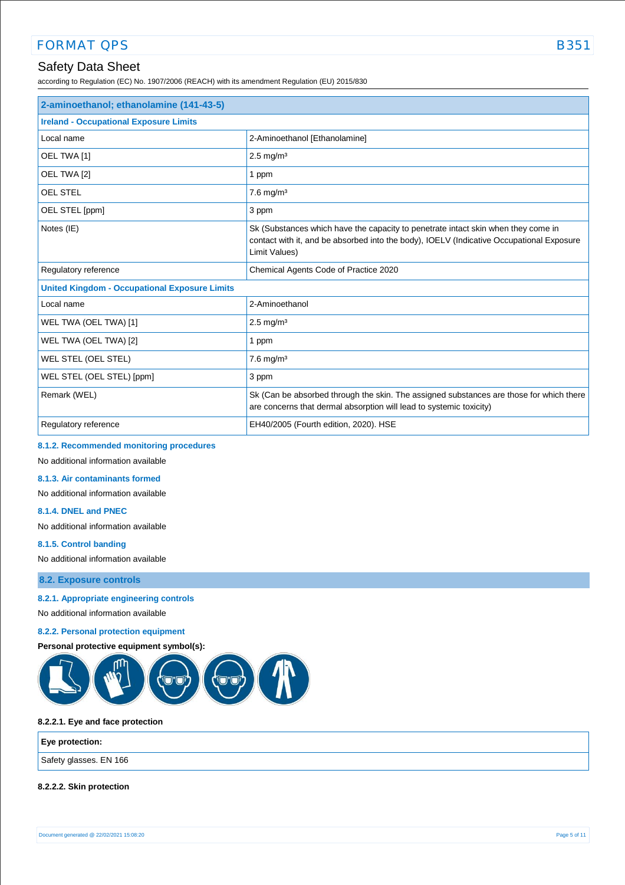| 2-aminoethanol; ethanolamine (141-43-5) | |
|---|---|
| **Ireland - Occupational Exposure Limits** | |
| Local name | 2-Aminoethanol [Ethanolamine] |
| OEL TWA [1] | 2.5 mg/m³ |
| OEL TWA [2] | 1 ppm |
| OEL STEL | 7.6 mg/m³ |
| OEL STEL [ppm] | 3 ppm |
| Notes (IE) | Sk (Substances which have the capacity to penetrate intact skin when they come in contact with it, and be absorbed into the body), IOELV (Indicative Occupational Exposure Limit Values) |
| Regulatory reference | Chemical Agents Code of Practice 2020 |
| **United Kingdom - Occupational Exposure Limits** | |
| Local name | 2-Aminoethanol |
| WEL TWA (OEL TWA) [1] | 2.5 mg/m³ |
| WEL TWA (OEL TWA) [2] | 1 ppm |
| WEL STEL (OEL STEL) | 7.6 mg/m³ |
| WEL STEL (OEL STEL) [ppm] | 3 ppm |
| Remark (WEL) | Sk (Can be absorbed through the skin. The assigned substances are those for which there are concerns that dermal absorption will lead to systemic toxicity) |
| Regulatory reference | EH40/2005 (Fourth edition, 2020). HSE |

#### 8.1.2. Recommended monitoring procedures

No additional information available

#### 8.1.3. Air contaminants formed

No additional information available

#### 8.1.4. DNEL and PNEC

No additional information available

#### 8.1.5. Control banding

No additional information available

## 8.2. Exposure controls

#### 8.2.1. Appropriate engineering controls

No additional information available

#### 8.2.2. Personal protection equipment

**Personal protective equipment symbol(s):**

**8.2.2.1. Eye and face protection**

| Eye protection: |
|---|
| Safety glasses. EN 166 |

**8.2.2.2. Skin protection**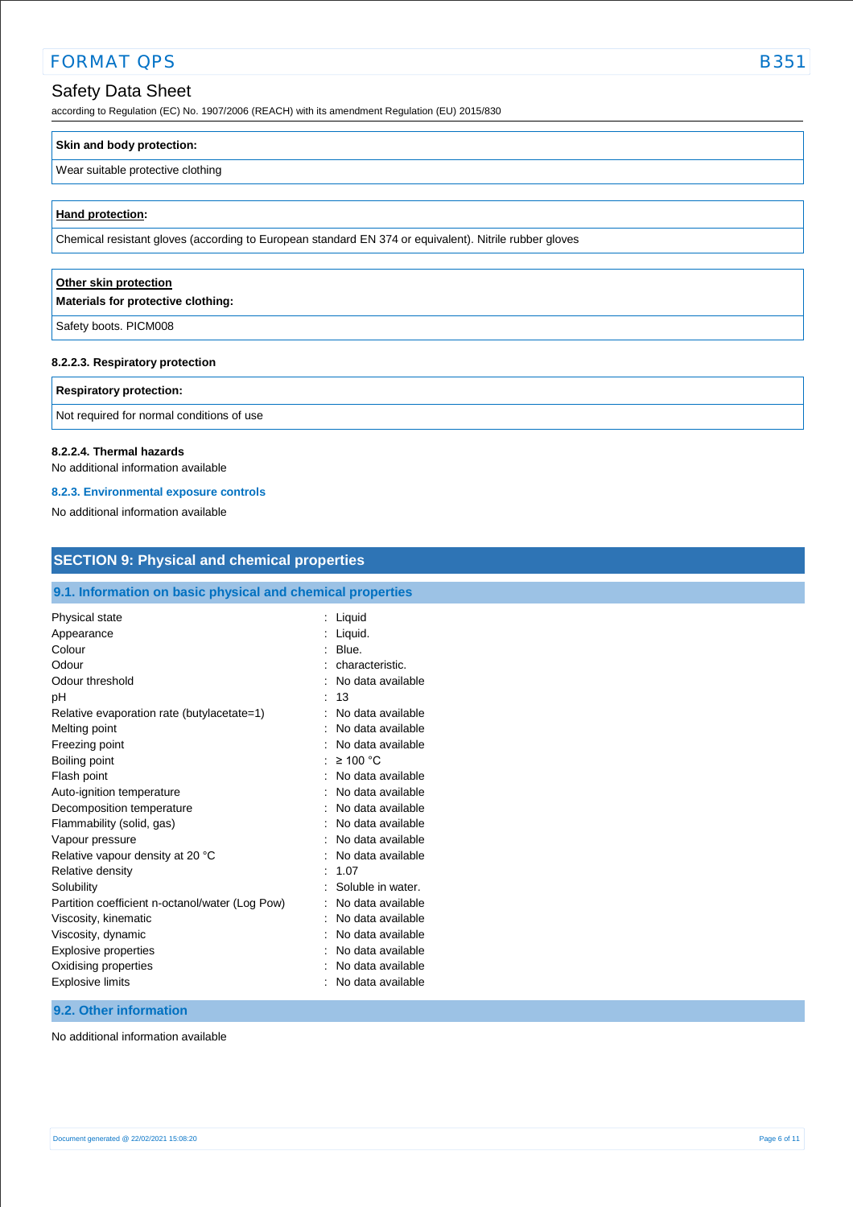| **Skin and body protection:** |
|---|
| Wear suitable protective clothing |

| **Hand protection:** |
|---|
| Chemical resistant gloves (according to European standard EN 374 or equivalent). Nitrile rubber gloves |

| **Other skin protection**<br>**Materials for protective clothing:** |
|---|
| Safety boots. PICM008 |

#### 8.2.2.3. Respiratory protection

| **Respiratory protection:** |
|---|
| Not required for normal conditions of use |

#### 8.2.2.4. Thermal hazards

No additional information available

### 8.2.3. Environmental exposure controls

No additional information available

## SECTION 9: Physical and chemical properties

### 9.1. Information on basic physical and chemical properties

| | |
|---|---|
| Physical state | : Liquid |
| Appearance | : Liquid. |
| Colour | : Blue. |
| Odour | : characteristic. |
| Odour threshold | : No data available |
| pH | : 13 |
| Relative evaporation rate (butylacetate=1) | : No data available |
| Melting point | : No data available |
| Freezing point | : No data available |
| Boiling point | : ≥ 100 °C |
| Flash point | : No data available |
| Auto-ignition temperature | : No data available |
| Decomposition temperature | : No data available |
| Flammability (solid, gas) | : No data available |
| Vapour pressure | : No data available |
| Relative vapour density at 20 °C | : No data available |
| Relative density | : 1.07 |
| Solubility | : Soluble in water. |
| Partition coefficient n-octanol/water (Log Pow) | : No data available |
| Viscosity, kinematic | : No data available |
| Viscosity, dynamic | : No data available |
| Explosive properties | : No data available |
| Oxidising properties | : No data available |
| Explosive limits | : No data available |

### 9.2. Other information

No additional information available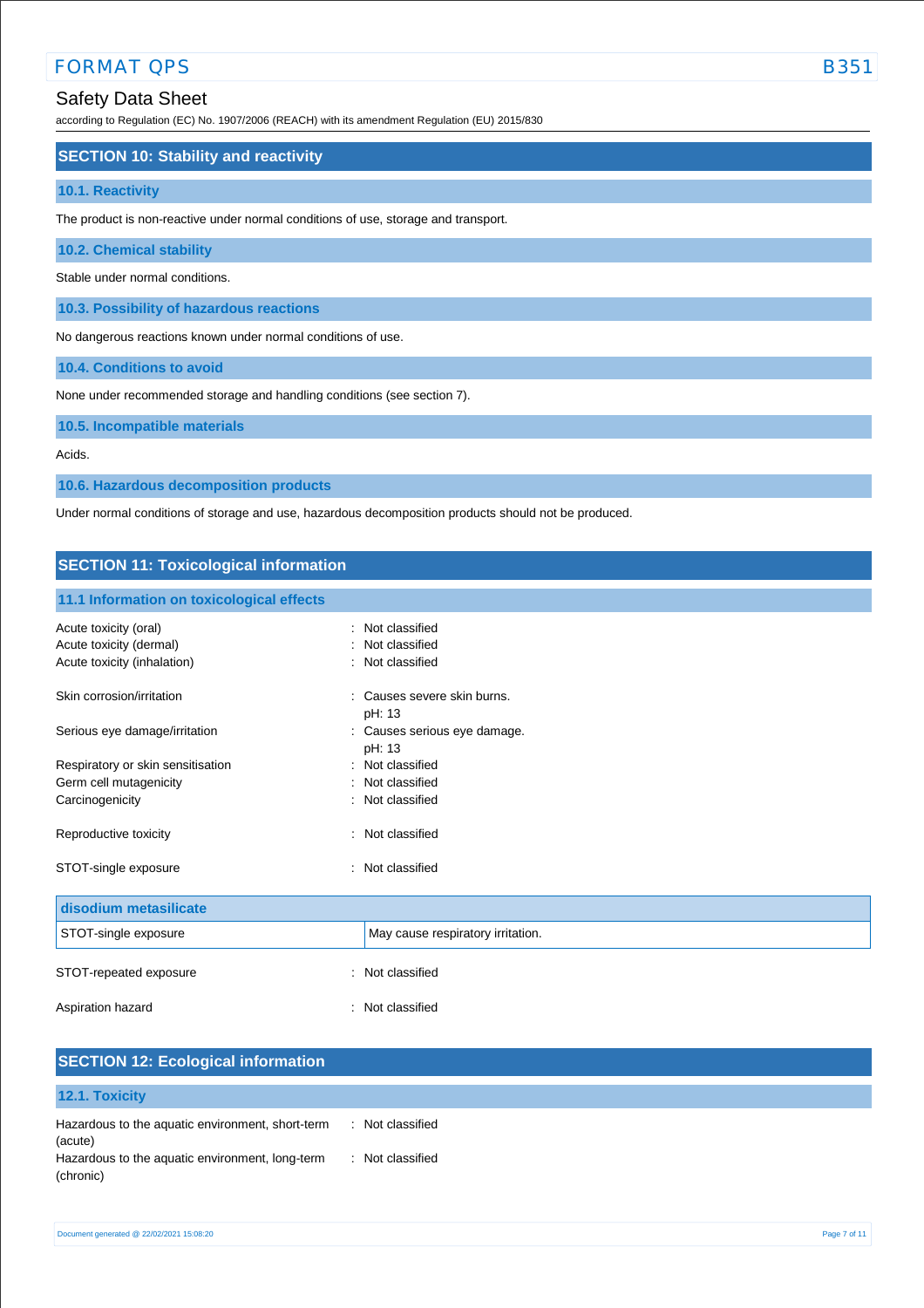## SECTION 10: Stability and reactivity

### 10.1. Reactivity

The product is non-reactive under normal conditions of use, storage and transport.

### 10.2. Chemical stability

Stable under normal conditions.

### 10.3. Possibility of hazardous reactions

No dangerous reactions known under normal conditions of use.

### 10.4. Conditions to avoid

None under recommended storage and handling conditions (see section 7).

### 10.5. Incompatible materials

Acids.

### 10.6. Hazardous decomposition products

Under normal conditions of storage and use, hazardous decomposition products should not be produced.

## SECTION 11: Toxicological information

### 11.1 Information on toxicological effects

Acute toxicity (oral) : Not classified
Acute toxicity (dermal) : Not classified
Acute toxicity (inhalation) : Not classified

Skin corrosion/irritation : Causes severe skin burns.
pH: 13

Serious eye damage/irritation : Causes serious eye damage.
pH: 13

Respiratory or skin sensitisation : Not classified
Germ cell mutagenicity : Not classified
Carcinogenicity : Not classified

Reproductive toxicity : Not classified

STOT-single exposure : Not classified

| disodium metasilicate | |
|---|---|
| STOT-single exposure | May cause respiratory irritation. |

STOT-repeated exposure : Not classified

Aspiration hazard : Not classified

## SECTION 12: Ecological information

### 12.1. Toxicity

Hazardous to the aquatic environment, short-term (acute) : Not classified
Hazardous to the aquatic environment, long-term (chronic) : Not classified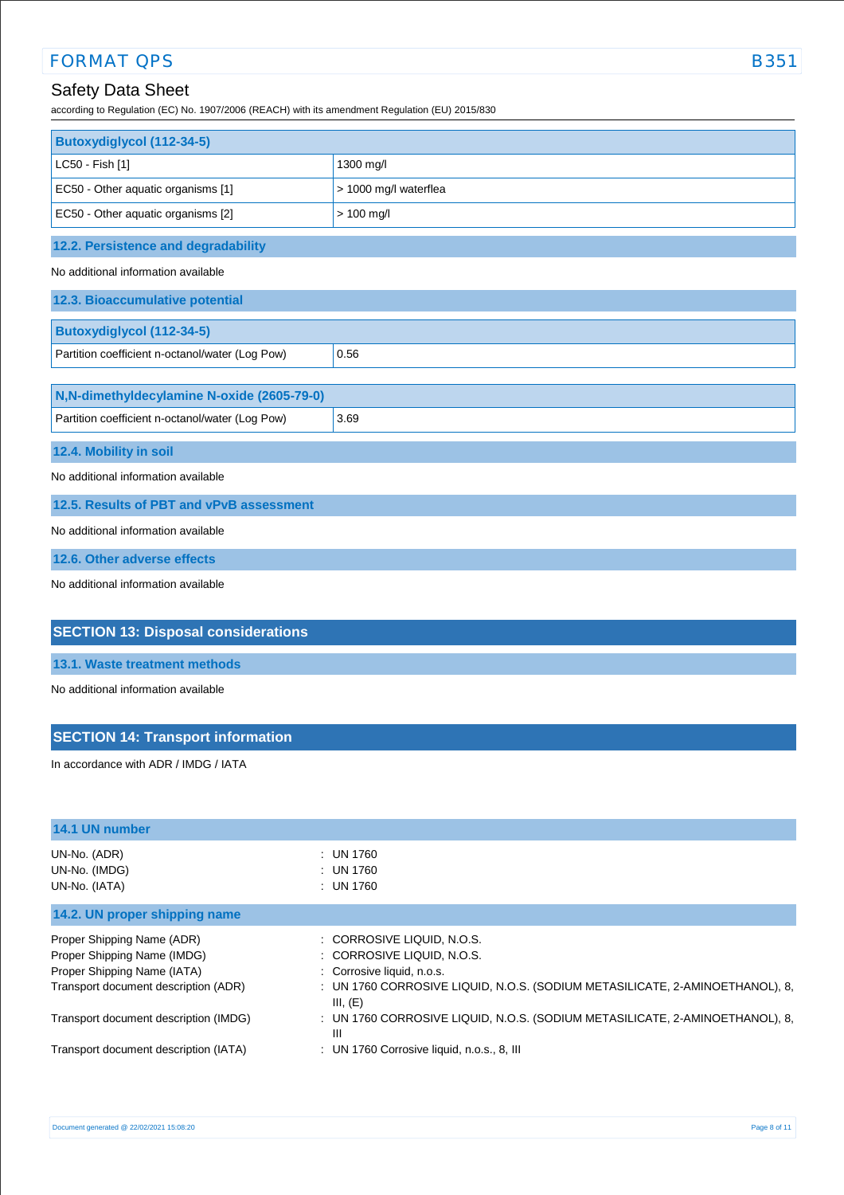| Butoxydiglycol (112-34-5) | |
|---|---|
| LC50 - Fish [1] | 1300 mg/l |
| EC50 - Other aquatic organisms [1] | > 1000 mg/l waterflea |
| EC50 - Other aquatic organisms [2] | > 100 mg/l |

### 12.2. Persistence and degradability

No additional information available

### 12.3. Bioaccumulative potential

| Butoxydiglycol (112-34-5) | |
|---|---|
| Partition coefficient n-octanol/water (Log Pow) | 0.56 |

| N,N-dimethyldecylamine N-oxide (2605-79-0) | |
|---|---|
| Partition coefficient n-octanol/water (Log Pow) | 3.69 |

### 12.4. Mobility in soil

No additional information available

### 12.5. Results of PBT and vPvB assessment

No additional information available

### 12.6. Other adverse effects

No additional information available

## SECTION 13: Disposal considerations

### 13.1. Waste treatment methods

No additional information available

## SECTION 14: Transport information

In accordance with ADR / IMDG / IATA

### 14.1 UN number

UN-No. (ADR) : UN 1760
UN-No. (IMDG) : UN 1760
UN-No. (IATA) : UN 1760

### 14.2. UN proper shipping name

Proper Shipping Name (ADR) : CORROSIVE LIQUID, N.O.S.
Proper Shipping Name (IMDG) : CORROSIVE LIQUID, N.O.S.
Proper Shipping Name (IATA) : Corrosive liquid, n.o.s.
Transport document description (ADR) : UN 1760 CORROSIVE LIQUID, N.O.S. (SODIUM METASILICATE, 2-AMINOETHANOL), 8, III, (E)
Transport document description (IMDG) : UN 1760 CORROSIVE LIQUID, N.O.S. (SODIUM METASILICATE, 2-AMINOETHANOL), 8, III
Transport document description (IATA) : UN 1760 Corrosive liquid, n.o.s., 8, III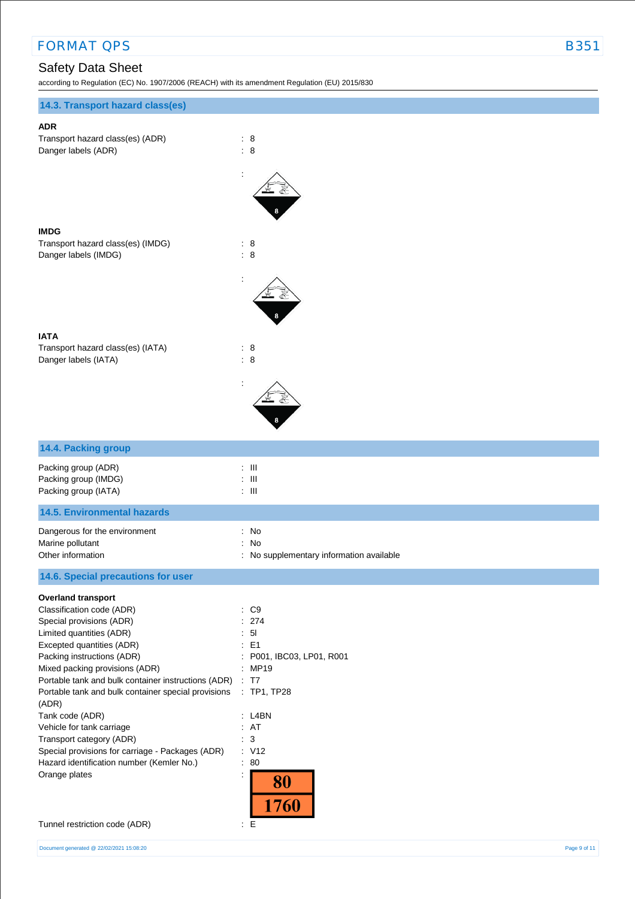## 14.3. Transport hazard class(es)

**ADR**

Transport hazard class(es) (ADR) : 8
Danger labels (ADR) : 8

**IMDG**

Transport hazard class(es) (IMDG) : 8
Danger labels (IMDG) : 8

**IATA**

Transport hazard class(es) (IATA) : 8
Danger labels (IATA) : 8

## 14.4. Packing group

Packing group (ADR) : III
Packing group (IMDG) : III
Packing group (IATA) : III

## 14.5. Environmental hazards

Dangerous for the environment : No
Marine pollutant : No
Other information : No supplementary information available

## 14.6. Special precautions for user

**Overland transport**

Classification code (ADR) : C9
Special provisions (ADR) : 274
Limited quantities (ADR) : 5l
Excepted quantities (ADR) : E1
Packing instructions (ADR) : P001, IBC03, LP01, R001
Mixed packing provisions (ADR) : MP19
Portable tank and bulk container instructions (ADR) : T7
Portable tank and bulk container special provisions (ADR) : TP1, TP28
Tank code (ADR) : L4BN
Vehicle for tank carriage : AT
Transport category (ADR) : 3
Special provisions for carriage - Packages (ADR) : V12
Hazard identification number (Kemler No.) : 80
Orange plates : 80 / 1760
Tunnel restriction code (ADR) : E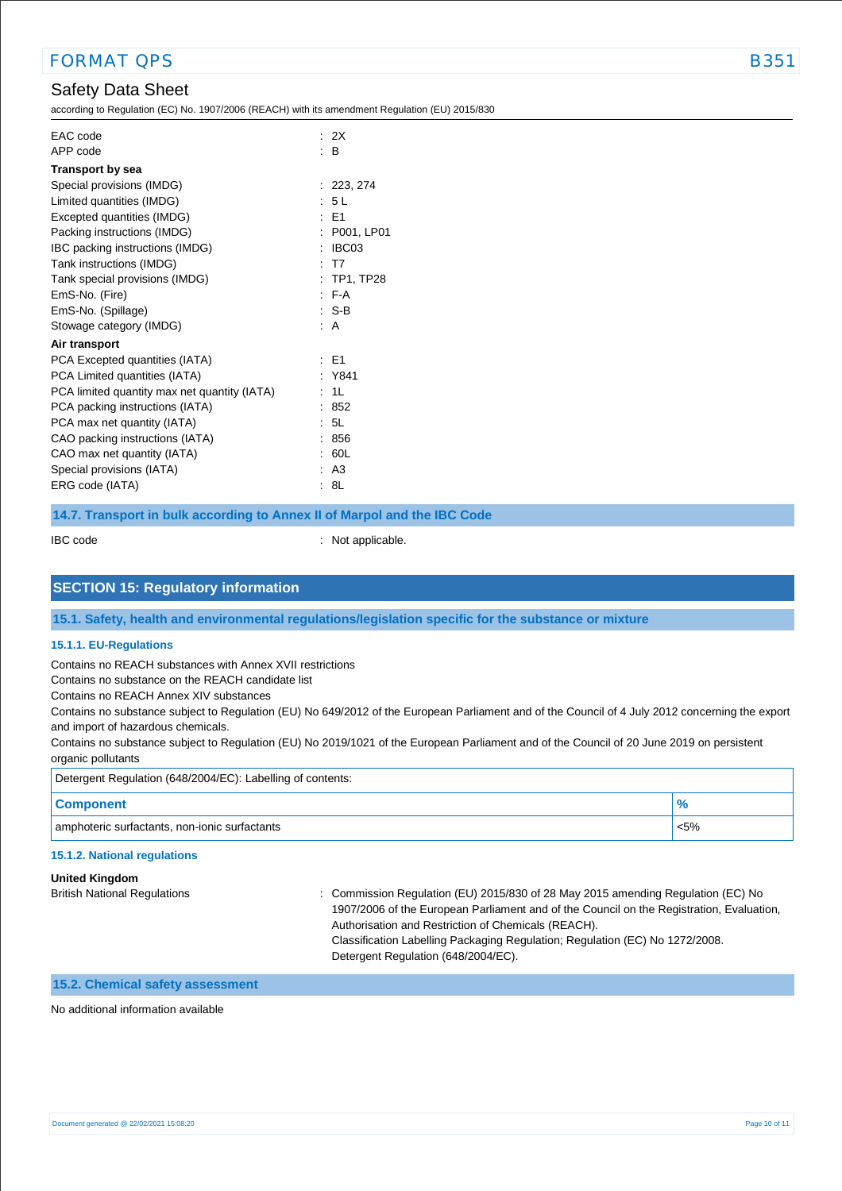| | |
|---|---|
| EAC code | : 2X |
| APP code | : B |

**Transport by sea**

| | |
|---|---|
| Special provisions (IMDG) | : 223, 274 |
| Limited quantities (IMDG) | : 5 L |
| Excepted quantities (IMDG) | : E1 |
| Packing instructions (IMDG) | : P001, LP01 |
| IBC packing instructions (IMDG) | : IBC03 |
| Tank instructions (IMDG) | : T7 |
| Tank special provisions (IMDG) | : TP1, TP28 |
| EmS-No. (Fire) | : F-A |
| EmS-No. (Spillage) | : S-B |
| Stowage category (IMDG) | : A |

**Air transport**

| | |
|---|---|
| PCA Excepted quantities (IATA) | : E1 |
| PCA Limited quantities (IATA) | : Y841 |
| PCA limited quantity max net quantity (IATA) | : 1L |
| PCA packing instructions (IATA) | : 852 |
| PCA max net quantity (IATA) | : 5L |
| CAO packing instructions (IATA) | : 856 |
| CAO max net quantity (IATA) | : 60L |
| Special provisions (IATA) | : A3 |
| ERG code (IATA) | : 8L |

### 14.7. Transport in bulk according to Annex II of Marpol and the IBC Code

IBC code : Not applicable.

## SECTION 15: Regulatory information

### 15.1. Safety, health and environmental regulations/legislation specific for the substance or mixture

#### 15.1.1. EU-Regulations

Contains no REACH substances with Annex XVII restrictions
Contains no substance on the REACH candidate list
Contains no REACH Annex XIV substances
Contains no substance subject to Regulation (EU) No 649/2012 of the European Parliament and of the Council of 4 July 2012 concerning the export and import of hazardous chemicals.
Contains no substance subject to Regulation (EU) No 2019/1021 of the European Parliament and of the Council of 20 June 2019 on persistent organic pollutants

Detergent Regulation (648/2004/EC): Labelling of contents:

| Component | % |
|---|---|
| amphoteric surfactants, non-ionic surfactants | <5% |

#### 15.1.2. National regulations

**United Kingdom**

British National Regulations : Commission Regulation (EU) 2015/830 of 28 May 2015 amending Regulation (EC) No 1907/2006 of the European Parliament and of the Council on the Registration, Evaluation, Authorisation and Restriction of Chemicals (REACH).
Classification Labelling Packaging Regulation; Regulation (EC) No 1272/2008.
Detergent Regulation (648/2004/EC).

### 15.2. Chemical safety assessment

No additional information available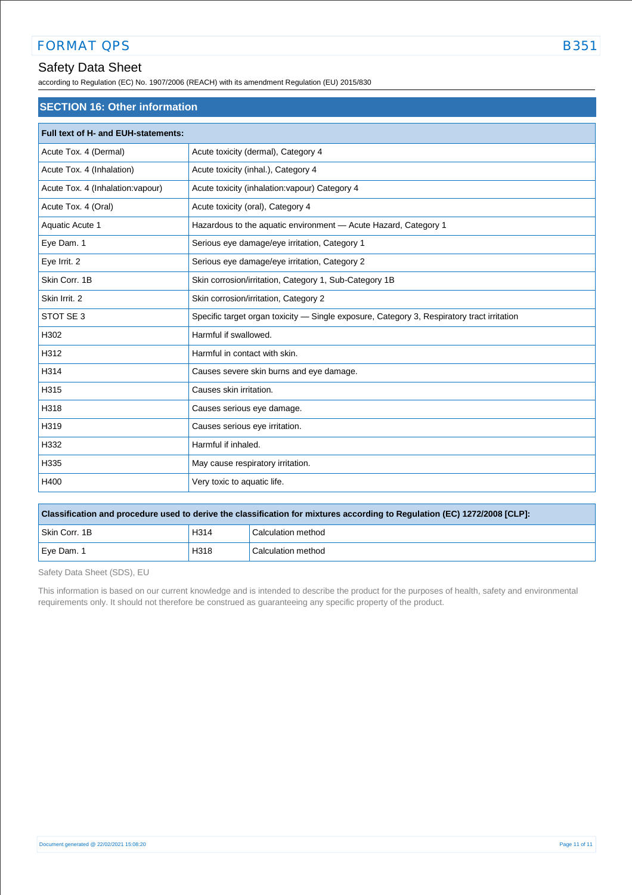## SECTION 16: Other information

| Full text of H- and EUH-statements: | |
|---|---|
| Acute Tox. 4 (Dermal) | Acute toxicity (dermal), Category 4 |
| Acute Tox. 4 (Inhalation) | Acute toxicity (inhal.), Category 4 |
| Acute Tox. 4 (Inhalation:vapour) | Acute toxicity (inhalation:vapour) Category 4 |
| Acute Tox. 4 (Oral) | Acute toxicity (oral), Category 4 |
| Aquatic Acute 1 | Hazardous to the aquatic environment — Acute Hazard, Category 1 |
| Eye Dam. 1 | Serious eye damage/eye irritation, Category 1 |
| Eye Irrit. 2 | Serious eye damage/eye irritation, Category 2 |
| Skin Corr. 1B | Skin corrosion/irritation, Category 1, Sub-Category 1B |
| Skin Irrit. 2 | Skin corrosion/irritation, Category 2 |
| STOT SE 3 | Specific target organ toxicity — Single exposure, Category 3, Respiratory tract irritation |
| H302 | Harmful if swallowed. |
| H312 | Harmful in contact with skin. |
| H314 | Causes severe skin burns and eye damage. |
| H315 | Causes skin irritation. |
| H318 | Causes serious eye damage. |
| H319 | Causes serious eye irritation. |
| H332 | Harmful if inhaled. |
| H335 | May cause respiratory irritation. |
| H400 | Very toxic to aquatic life. |

| Classification and procedure used to derive the classification for mixtures according to Regulation (EC) 1272/2008 [CLP]: | | |
|---|---|---|
| Skin Corr. 1B | H314 | Calculation method |
| Eye Dam. 1 | H318 | Calculation method |

Safety Data Sheet (SDS), EU

This information is based on our current knowledge and is intended to describe the product for the purposes of health, safety and environmental requirements only. It should not therefore be construed as guaranteeing any specific property of the product.